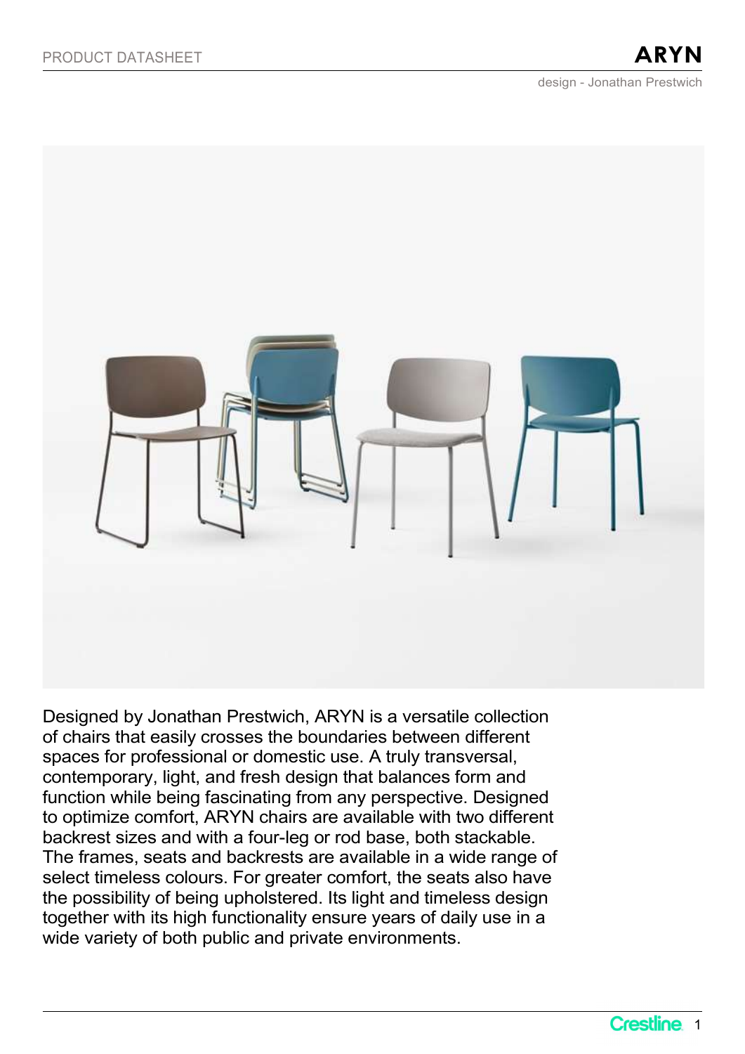PRODUCT DATASHEET

# ARYN

design - Jonathan Prestwich

Designed by Jonathan Prestwich, ARYN is a versatile collection of chairs that easily crosses the boundaries between different spaces for professional or domestic use. A truly transversal, contemporary, light, and fresh design that balances form and function while being fascinating from any perspective. Designed to optimize comfort, ARYN chairs are available with two different backrest sizes and with a four-leg or rod base, both stackable. The frames, seats and backrests are available in a wide range of select timeless colours. For greater comfort, the seats also have the possibility of being upholstered. Its light and timeless design together with its high functionality ensure years of daily use in a wide variety of both public and private environments.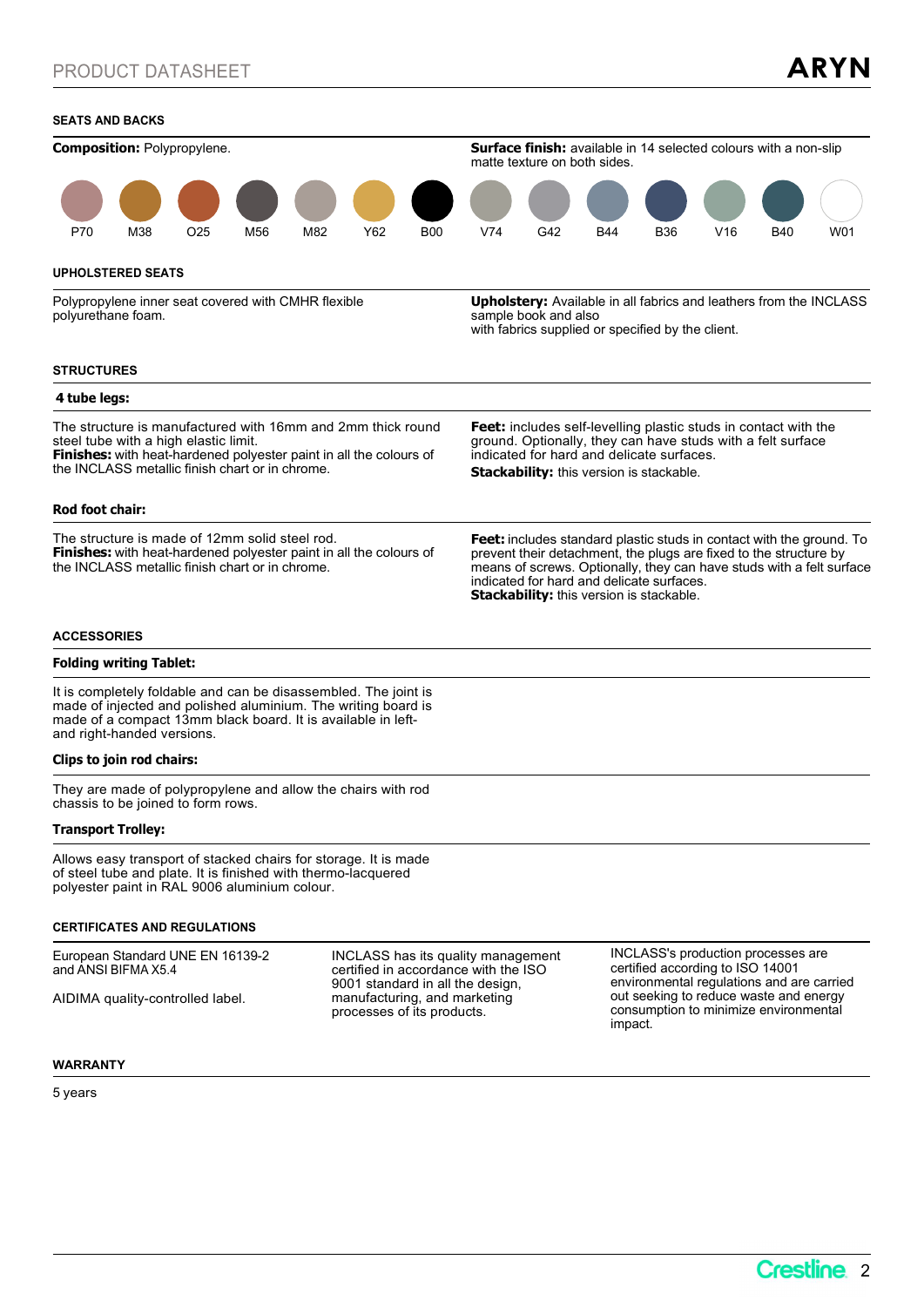## SEATS AND BACKS

**Composition:** Polypropylene.

**Surface finish:** available in 14 selected colours with a non-slip matte texture on both sides.

P70 M38 O25 M56 M82 Y62 B00 V74 G42 B44 B36 V16 B40 W01

## UPHOLSTERED SEATS

Polypropylene inner seat covered with CMHR flexible polyurethane foam.

**Upholstery:** Available in all fabrics and leathers from the INCLASS sample book and also with fabrics supplied or specified by the client.

## STRUCTURES

### 4 tube legs:

The structure is manufactured with 16mm and 2mm thick round steel tube with a high elastic limit.
**Finishes:** with heat-hardened polyester paint in all the colours of the INCLASS metallic finish chart or in chrome.

**Feet:** includes self-levelling plastic studs in contact with the ground. Optionally, they can have studs with a felt surface indicated for hard and delicate surfaces.

**Stackability:** this version is stackable.

### Rod foot chair:

The structure is made of 12mm solid steel rod.
**Finishes:** with heat-hardened polyester paint in all the colours of the INCLASS metallic finish chart or in chrome.

**Feet:** includes standard plastic studs in contact with the ground. To prevent their detachment, the plugs are fixed to the structure by means of screws. Optionally, they can have studs with a felt surface indicated for hard and delicate surfaces.
**Stackability:** this version is stackable.

## ACCESSORIES

### Folding writing Tablet:

It is completely foldable and can be disassembled. The joint is made of injected and polished aluminium. The writing board is made of a compact 13mm black board. It is available in left- and right-handed versions.

### Clips to join rod chairs:

They are made of polypropylene and allow the chairs with rod chassis to be joined to form rows.

### Transport Trolley:

Allows easy transport of stacked chairs for storage. It is made of steel tube and plate. It is finished with thermo-lacquered polyester paint in RAL 9006 aluminium colour.

## CERTIFICATES AND REGULATIONS

European Standard UNE EN 16139-2 and ANSI BIFMA X5.4

AIDIMA quality-controlled label.

INCLASS has its quality management certified in accordance with the ISO 9001 standard in all the design, manufacturing, and marketing processes of its products.

INCLASS's production processes are certified according to ISO 14001 environmental regulations and are carried out seeking to reduce waste and energy consumption to minimize environmental impact.

## WARRANTY

5 years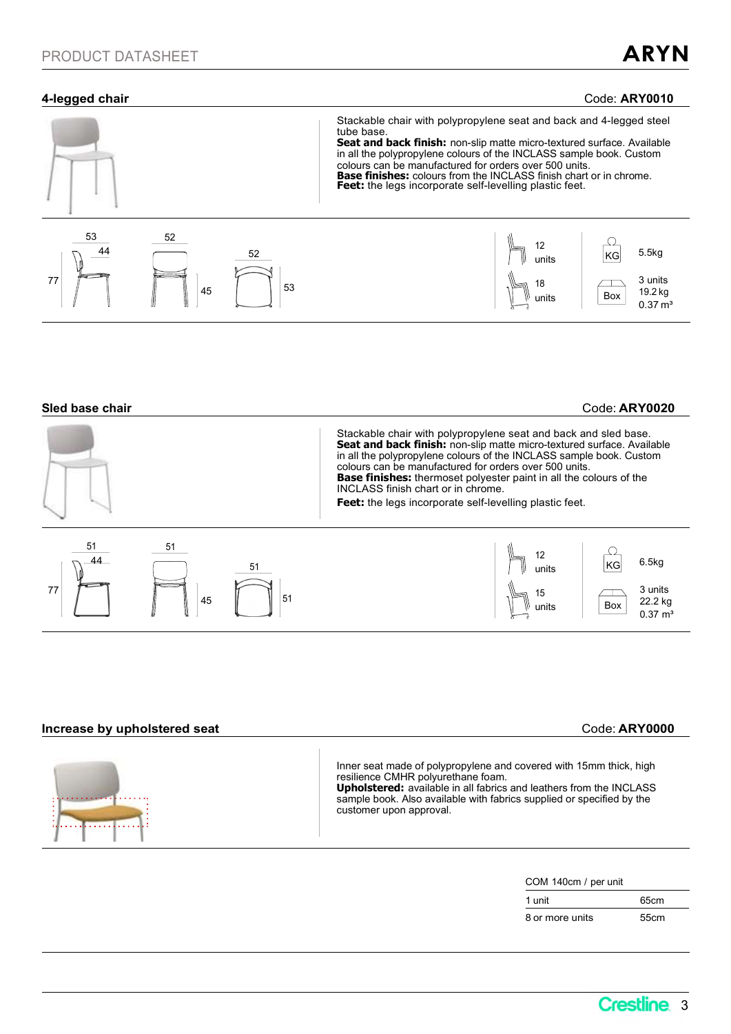PRODUCT DATASHEET

## 4-legged chair

Code: **ARY0010**

Stackable chair with polypropylene seat and back and 4-legged steel tube base.
**Seat and back finish:** non-slip matte micro-textured surface. Available in all the polypropylene colours of the INCLASS sample book. Custom colours can be manufactured for orders over 500 units.
**Base finishes:** colours from the INCLASS finish chart or in chrome.
**Feet:** the legs incorporate self-levelling plastic feet.

53 44 77 | 52 45 | 52 53

12 units
18 units

KG 5.5kg
Box 3 units 19.2 kg 0.37 m³

## Sled base chair

Code: **ARY0020**

Stackable chair with polypropylene seat and back and sled base.
**Seat and back finish:** non-slip matte micro-textured surface. Available in all the polypropylene colours of the INCLASS sample book. Custom colours can be manufactured for orders over 500 units.
**Base finishes:** thermoset polyester paint in all the colours of the INCLASS finish chart or in chrome.
**Feet:** the legs incorporate self-levelling plastic feet.

51 44 77 | 51 45 | 51 51

12 units
15 units

KG 6.5kg
Box 3 units 22.2 kg 0.37 m³

## Increase by upholstered seat

Code: **ARY0000**

Inner seat made of polypropylene and covered with 15mm thick, high resilience CMHR polyurethane foam.
**Upholstered:** available in all fabrics and leathers from the INCLASS sample book. Also available with fabrics supplied or specified by the customer upon approval.

| COM 140cm / per unit | |
|---|---|
| 1 unit | 65cm |
| 8 or more units | 55cm |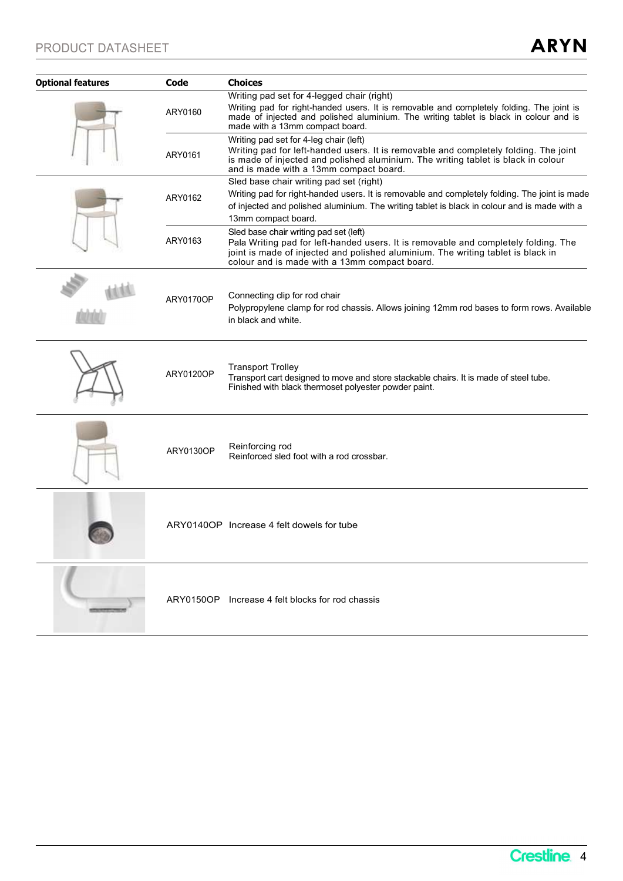| Optional features | Code | Choices |
|---|---|---|
| | ARY0160 | Writing pad set for 4-legged chair (right) Writing pad for right-handed users. It is removable and completely folding. The joint is made of injected and polished aluminium. The writing tablet is black in colour and is made with a 13mm compact board. |
| | ARY0161 | Writing pad set for 4-leg chair (left) Writing pad for left-handed users. It is removable and completely folding. The joint is made of injected and polished aluminium. The writing tablet is black in colour and is made with a 13mm compact board. |
| | ARY0162 | Sled base chair writing pad set (right) Writing pad for right-handed users. It is removable and completely folding. The joint is made of injected and polished aluminium. The writing tablet is black in colour and is made with a 13mm compact board. |
| | ARY0163 | Sled base chair writing pad set (left) Pala Writing pad for left-handed users. It is removable and completely folding. The joint is made of injected and polished aluminium. The writing tablet is black in colour and is made with a 13mm compact board. |
| | ARY0170OP | Connecting clip for rod chair Polypropylene clamp for rod chassis. Allows joining 12mm rod bases to form rows. Available in black and white. |
| | ARY0120OP | Transport Trolley Transport cart designed to move and store stackable chairs. It is made of steel tube. Finished with black thermoset polyester powder paint. |
| | ARY0130OP | Reinforcing rod Reinforced sled foot with a rod crossbar. |
| | ARY0140OP | Increase 4 felt dowels for tube |
| | ARY0150OP | Increase 4 felt blocks for rod chassis |